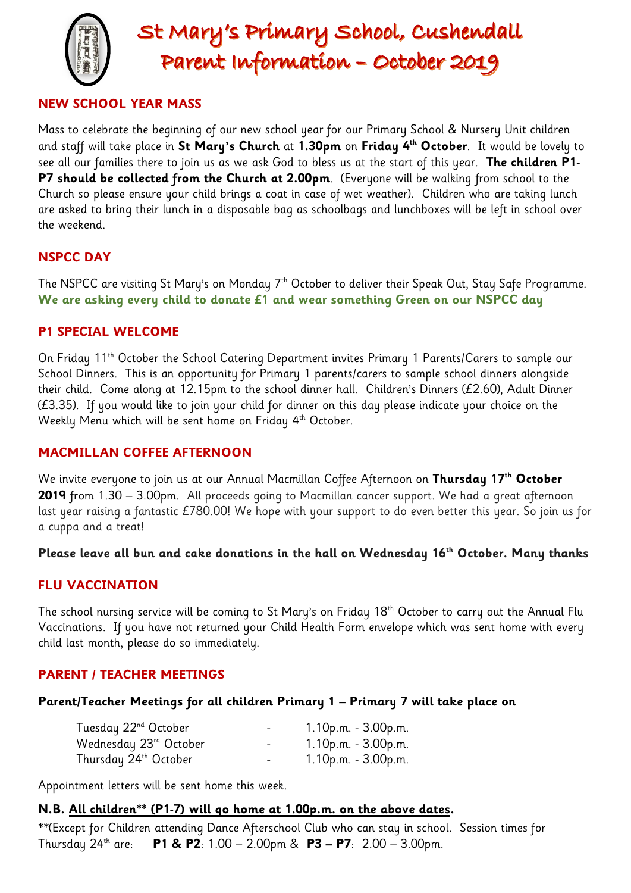# St Mary's Primary School, Cushendall
# Parent Information – October 2019

## NEW SCHOOL YEAR MASS

Mass to celebrate the beginning of our new school year for our Primary School & Nursery Unit children and staff will take place in **St Mary's Church** at **1.30pm** on **Friday 4th October**. It would be lovely to see all our families there to join us as we ask God to bless us at the start of this year. **The children P1-P7 should be collected from the Church at 2.00pm**. (Everyone will be walking from school to the Church so please ensure your child brings a coat in case of wet weather). Children who are taking lunch are asked to bring their lunch in a disposable bag as schoolbags and lunchboxes will be left in school over the weekend.

## NSPCC DAY

The NSPCC are visiting St Mary's on Monday 7th October to deliver their Speak Out, Stay Safe Programme. **We are asking every child to donate £1 and wear something Green on our NSPCC day**

## P1 SPECIAL WELCOME

On Friday 11th October the School Catering Department invites Primary 1 Parents/Carers to sample our School Dinners. This is an opportunity for Primary 1 parents/carers to sample school dinners alongside their child. Come along at 12.15pm to the school dinner hall. Children's Dinners (£2.60), Adult Dinner (£3.35). If you would like to join your child for dinner on this day please indicate your choice on the Weekly Menu which will be sent home on Friday 4th October.

## MACMILLAN COFFEE AFTERNOON

We invite everyone to join us at our Annual Macmillan Coffee Afternoon on **Thursday 17th October 2019** from 1.30 – 3.00pm. All proceeds going to Macmillan cancer support. We had a great afternoon last year raising a fantastic £780.00! We hope with your support to do even better this year. So join us for a cuppa and a treat!

**Please leave all bun and cake donations in the hall on Wednesday 16th October. Many thanks**

## FLU VACCINATION

The school nursing service will be coming to St Mary's on Friday 18th October to carry out the Annual Flu Vaccinations. If you have not returned your Child Health Form envelope which was sent home with every child last month, please do so immediately.

## PARENT / TEACHER MEETINGS

**Parent/Teacher Meetings for all children Primary 1 – Primary 7 will take place on**

| | | |
|---|---|---|
| Tuesday 22nd October | - | 1.10p.m. - 3.00p.m. |
| Wednesday 23rd October | - | 1.10p.m. - 3.00p.m. |
| Thursday 24th October | - | 1.10p.m. - 3.00p.m. |

Appointment letters will be sent home this week.

**N.B. <u>All children** (P1-7) will go home at 1.00p.m. on the above dates</u>.**

**(Except for Children attending Dance Afterschool Club who can stay in school. Session times for Thursday 24th are: **P1 & P2**: 1.00 – 2.00pm & **P3 – P7**: 2.00 – 3.00pm.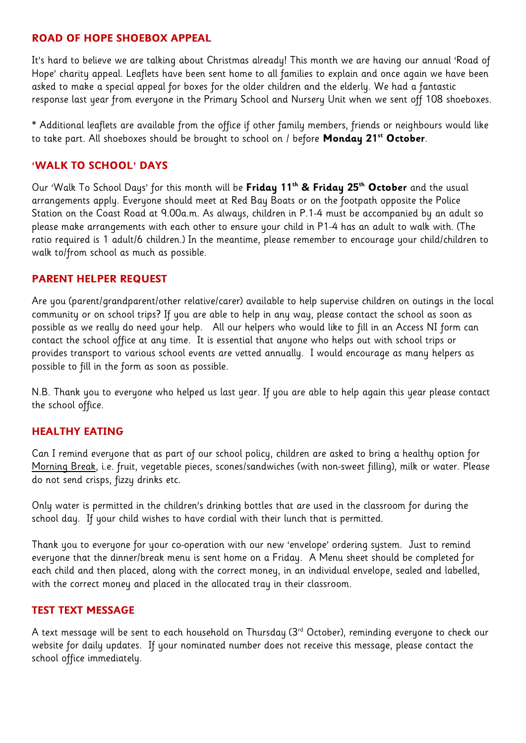## ROAD OF HOPE SHOEBOX APPEAL

It's hard to believe we are talking about Christmas already! This month we are having our annual 'Road of Hope' charity appeal. Leaflets have been sent home to all families to explain and once again we have been asked to make a special appeal for boxes for the older children and the elderly. We had a fantastic response last year from everyone in the Primary School and Nursery Unit when we sent off 108 shoeboxes.

* Additional leaflets are available from the office if other family members, friends or neighbours would like to take part. All shoeboxes should be brought to school on / before **Monday 21st October**.

## 'WALK TO SCHOOL' DAYS

Our 'Walk To School Days' for this month will be **Friday 11th & Friday 25th October** and the usual arrangements apply. Everyone should meet at Red Bay Boats or on the footpath opposite the Police Station on the Coast Road at 9.00a.m. As always, children in P.1-4 must be accompanied by an adult so please make arrangements with each other to ensure your child in P1-4 has an adult to walk with. (The ratio required is 1 adult/6 children.) In the meantime, please remember to encourage your child/children to walk to/from school as much as possible.

## PARENT HELPER REQUEST

Are you (parent/grandparent/other relative/carer) available to help supervise children on outings in the local community or on school trips? If you are able to help in any way, please contact the school as soon as possible as we really do need your help. All our helpers who would like to fill in an Access NI form can contact the school office at any time. It is essential that anyone who helps out with school trips or provides transport to various school events are vetted annually. I would encourage as many helpers as possible to fill in the form as soon as possible.

N.B. Thank you to everyone who helped us last year. If you are able to help again this year please contact the school office.

## HEALTHY EATING

Can I remind everyone that as part of our school policy, children are asked to bring a healthy option for Morning Break, i.e. fruit, vegetable pieces, scones/sandwiches (with non-sweet filling), milk or water. Please do not send crisps, fizzy drinks etc.

Only water is permitted in the children's drinking bottles that are used in the classroom for during the school day. If your child wishes to have cordial with their lunch that is permitted.

Thank you to everyone for your co-operation with our new 'envelope' ordering system. Just to remind everyone that the dinner/break menu is sent home on a Friday. A Menu sheet should be completed for each child and then placed, along with the correct money, in an individual envelope, sealed and labelled, with the correct money and placed in the allocated tray in their classroom.

## TEST TEXT MESSAGE

A text message will be sent to each household on Thursday (3rd October), reminding everyone to check our website for daily updates. If your nominated number does not receive this message, please contact the school office immediately.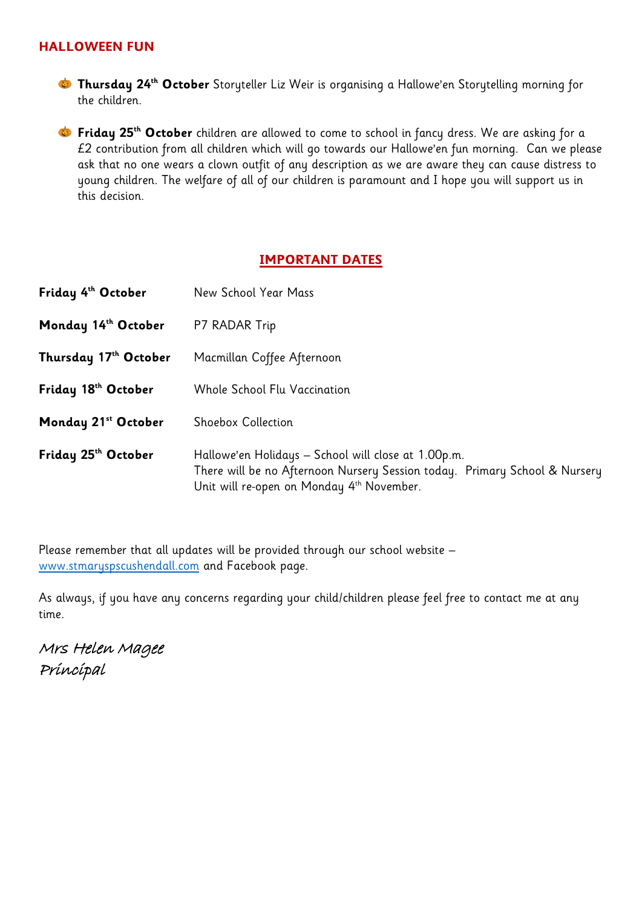## HALLOWEEN FUN

- **Thursday 24th October** Storyteller Liz Weir is organising a Hallowe'en Storytelling morning for the children.
- **Friday 25th October** children are allowed to come to school in fancy dress. We are asking for a £2 contribution from all children which will go towards our Hallowe'en fun morning. Can we please ask that no one wears a clown outfit of any description as we are aware they can cause distress to young children. The welfare of all of our children is paramount and I hope you will support us in this decision.

## IMPORTANT DATES

| | |
|---|---|
| **Friday 4th October** | New School Year Mass |
| **Monday 14th October** | P7 RADAR Trip |
| **Thursday 17th October** | Macmillan Coffee Afternoon |
| **Friday 18th October** | Whole School Flu Vaccination |
| **Monday 21st October** | Shoebox Collection |
| **Friday 25th October** | Hallowe'en Holidays – School will close at 1.00p.m. There will be no Afternoon Nursery Session today. Primary School & Nursery Unit will re-open on Monday 4th November. |

Please remember that all updates will be provided through our school website – [www.stmaryspscushendall.com](http://www.stmaryspscushendall.com) and Facebook page.

As always, if you have any concerns regarding your child/children please feel free to contact me at any time.

*Mrs Helen Magee*
*Principal*